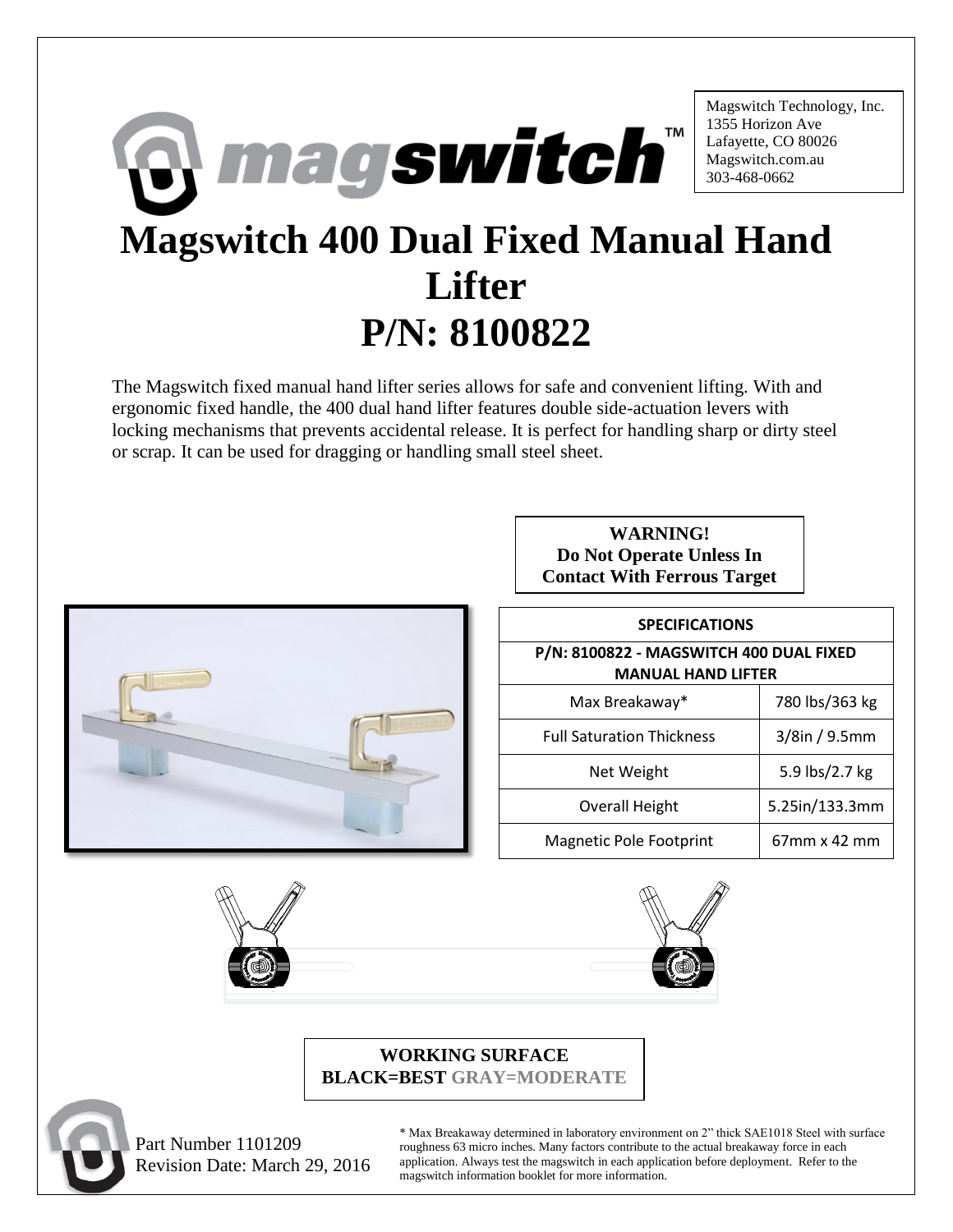Magswitch Technology, Inc.
1355 Horizon Ave
Lafayette, CO 80026
Magswitch.com.au
303-468-0662

# Magswitch 400 Dual Fixed Manual Hand Lifter
# P/N: 8100822

The Magswitch fixed manual hand lifter series allows for safe and convenient lifting. With and ergonomic fixed handle, the 400 dual hand lifter features double side-actuation levers with locking mechanisms that prevents accidental release. It is perfect for handling sharp or dirty steel or scrap. It can be used for dragging or handling small steel sheet.

**WARNING!**
**Do Not Operate Unless In Contact With Ferrous Target**

| SPECIFICATIONS | |
|---|---|
| P/N: 8100822 - MAGSWITCH 400 DUAL FIXED MANUAL HAND LIFTER | |
| Max Breakaway* | 780 lbs/363 kg |
| Full Saturation Thickness | 3/8in / 9.5mm |
| Net Weight | 5.9 lbs/2.7 kg |
| Overall Height | 5.25in/133.3mm |
| Magnetic Pole Footprint | 67mm x 42 mm |

**WORKING SURFACE**
**BLACK=BEST GRAY=MODERATE**

Part Number 1101209
Revision Date: March 29, 2016

* Max Breakaway determined in laboratory environment on 2" thick SAE1018 Steel with surface roughness 63 micro inches. Many factors contribute to the actual breakaway force in each application. Always test the magswitch in each application before deployment. Refer to the magswitch information booklet for more information.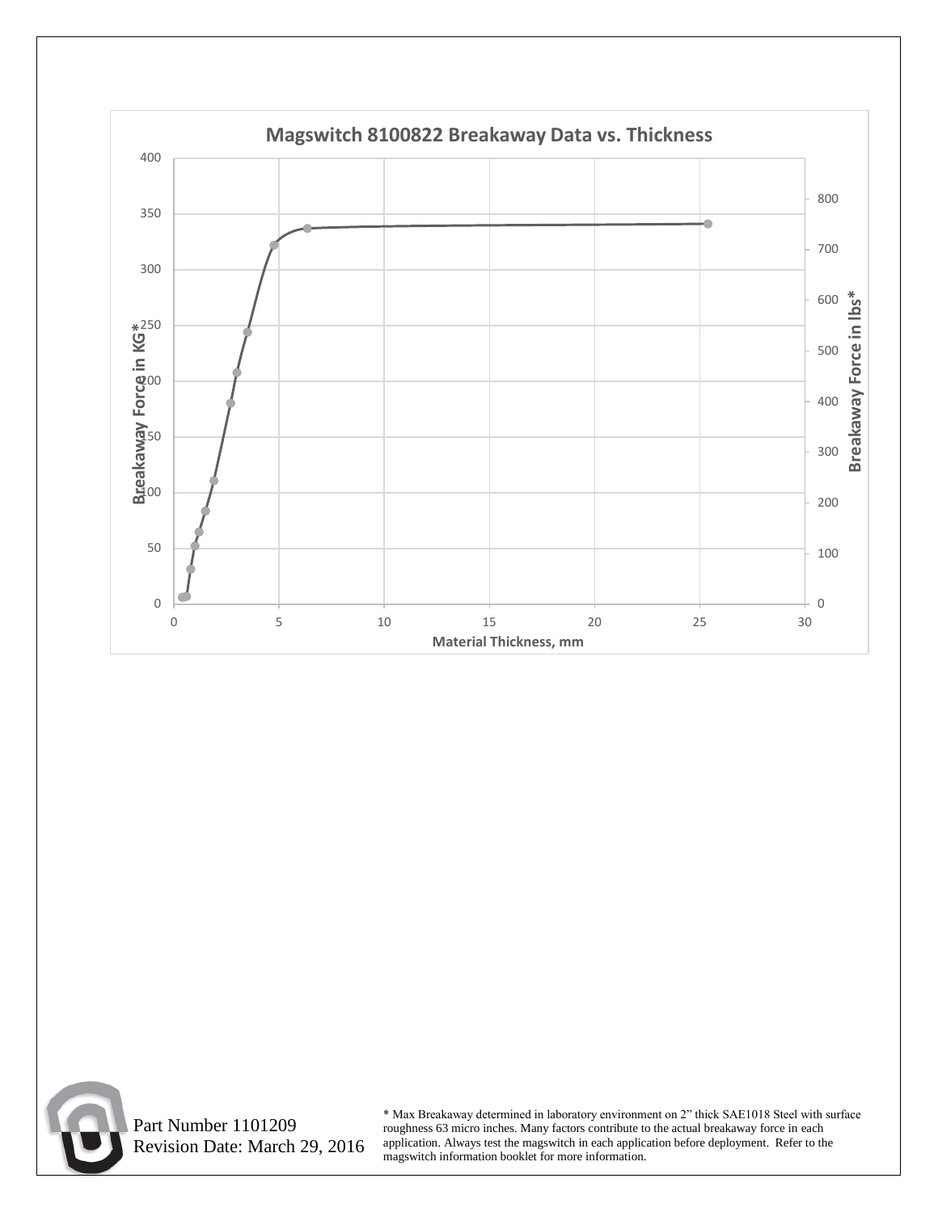## Magswitch 8100822 Breakaway Data vs. Thickness

Breakaway Force in KG*

Breakaway Force in lbs*

Material Thickness, mm

Part Number 1101209
Revision Date: March 29, 2016

* Max Breakaway determined in laboratory environment on 2" thick SAE1018 Steel with surface roughness 63 micro inches. Many factors contribute to the actual breakaway force in each application. Always test the magswitch in each application before deployment. Refer to the magswitch information booklet for more information.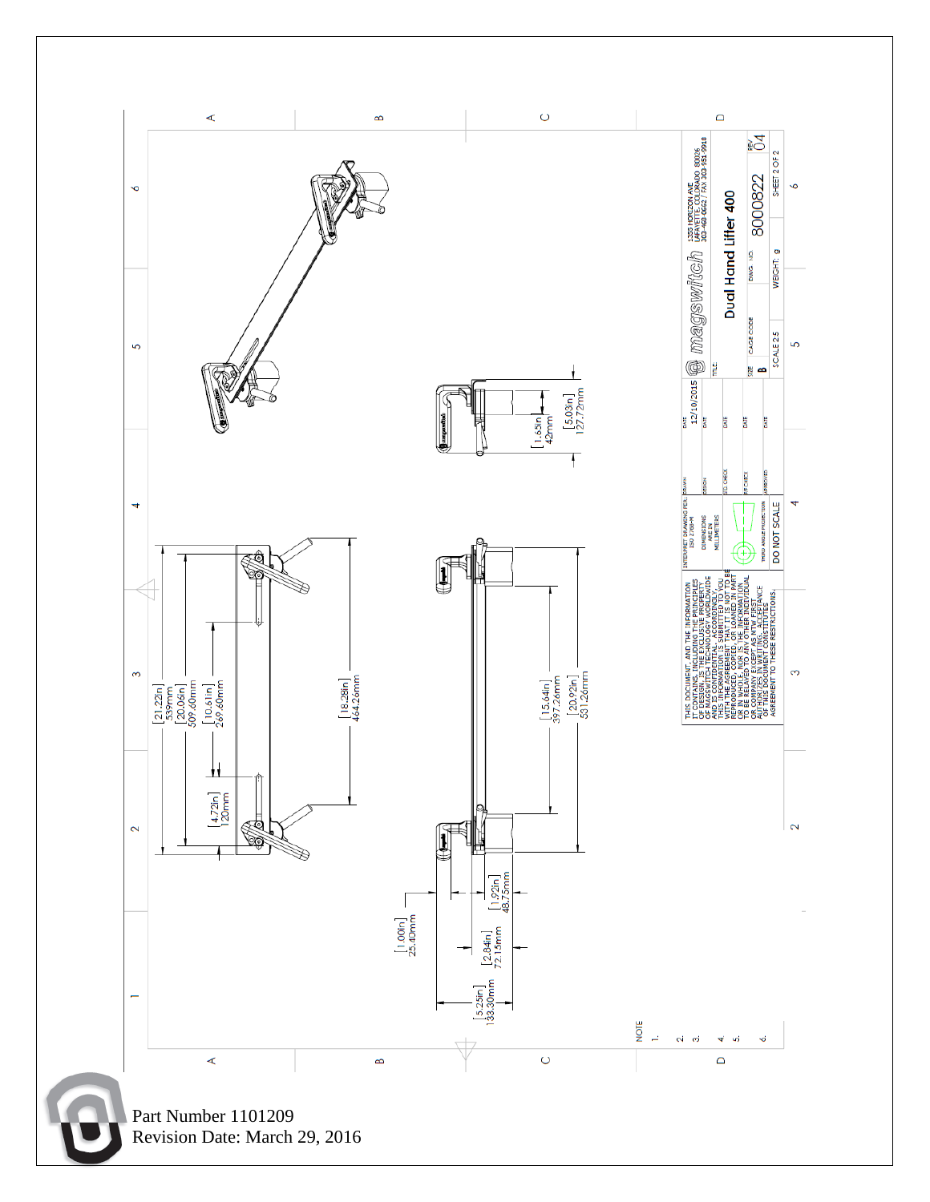**Dual Hand Lifter 400**

magswitch

1355 HORIZON AVE
LAFAYETTE, COLORADO 80026
303-468-0662 / FAX 303-931-9910

| | | | |
|---|---|---|---|
| DRAWN | DATE 12/10/2015 | SIZE B | CAGE CODE |
| DESIGN | DATE | DWG. NO. 8000822 | REV 04 |
| ENG. CHECK | DATE | SCALE 2:5 | WEIGHT: g |
| MFG CHECK | DATE | SHEET 2 OF 2 | |
| APPROVED | DATE | | |

INTERPRET DRAWING PER: ISO 2768-M

DIMENSIONS ARE IN MILLIMETERS

THIRD ANGLE PROJECTION

DO NOT SCALE

THIS DOCUMENT, AND THE INFORMATION IT CONTAINS, INCLUDING THE PRINCIPLES OF DESIGN, IS THE EXCLUSIVE PROPERTY OF MAGSWITCH TECHNOLOGY WORLDWIDE AND IS CONFIDENTIAL. ACCORDINGLY, THIS INFORMATION IS SUBMITTED TO YOU WITH THE AGREEMENT THAT IT IS NOT TO BE REPRODUCED, COPIED, OR LOANED IN PART OR IN WHOLE, NOR IS THE INFORMATION TO BE RELAYED TO ANY OTHER INDIVIDUAL OR COMPANY EXCEPT AS MTW FIRST AUTHORIZES IN WRITING. ACCEPTANCE OF THIS DOCUMENT CONSTITUTES AGREEMENT TO THESE RESTRICTIONS.

NOTE
1.
2.
3.
4.
5.
6.

[21.22in] 539mm
[20.06in] 509.60mm
[10.61in] 269.60mm
[4.72in] 120mm
[18.28in] 464.26mm
[15.64in] 397.26mm
[20.92in] 531.26mm
[1.65in] 42mm
[5.03in] 127.72mm
[1.00in] 25.40mm
[1.92in] 48.75mm
[2.84in] 72.15mm
[5.25in] 133.30mm

Part Number 1101209
Revision Date: March 29, 2016